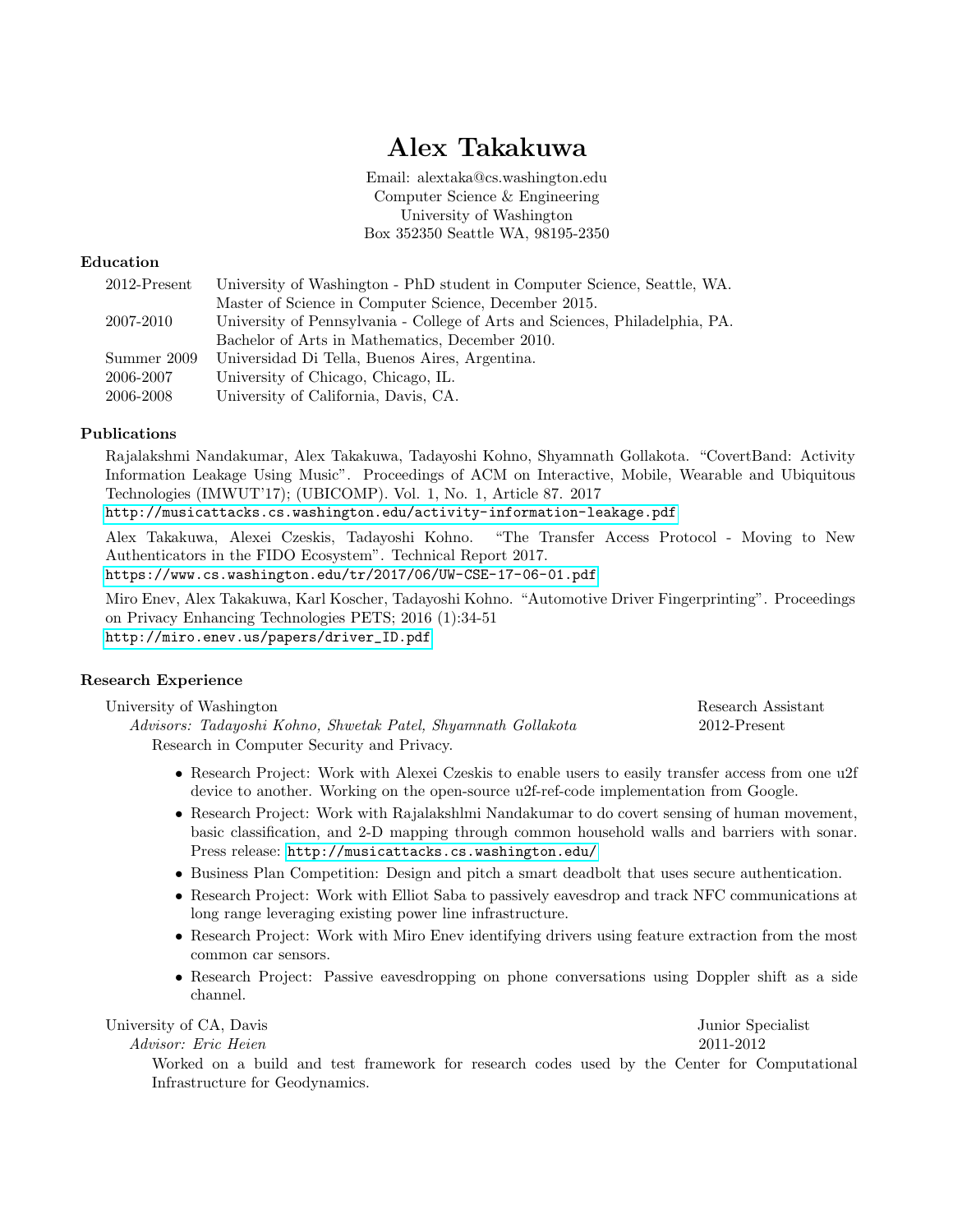# Alex Takakuwa

Email: alextaka@cs.washington.edu
Computer Science & Engineering
University of Washington
Box 352350 Seattle WA, 98195-2350

## Education

| | |
|---|---|
| 2012-Present | University of Washington - PhD student in Computer Science, Seattle, WA. Master of Science in Computer Science, December 2015. |
| 2007-2010 | University of Pennsylvania - College of Arts and Sciences, Philadelphia, PA. Bachelor of Arts in Mathematics, December 2010. |
| Summer 2009 | Universidad Di Tella, Buenos Aires, Argentina. |
| 2006-2007 | University of Chicago, Chicago, IL. |
| 2006-2008 | University of California, Davis, CA. |

## Publications

Rajalakshmi Nandakumar, Alex Takakuwa, Tadayoshi Kohno, Shyamnath Gollakota. "CovertBand: Activity Information Leakage Using Music". Proceedings of ACM on Interactive, Mobile, Wearable and Ubiquitous Technologies (IMWUT'17); (UBICOMP). Vol. 1, No. 1, Article 87. 2017
http://musicattacks.cs.washington.edu/activity-information-leakage.pdf

Alex Takakuwa, Alexei Czeskis, Tadayoshi Kohno. "The Transfer Access Protocol - Moving to New Authenticators in the FIDO Ecosystem". Technical Report 2017.
https://www.cs.washington.edu/tr/2017/06/UW-CSE-17-06-01.pdf

Miro Enev, Alex Takakuwa, Karl Koscher, Tadayoshi Kohno. "Automotive Driver Fingerprinting". Proceedings on Privacy Enhancing Technologies PETS; 2016 (1):34-51
http://miro.enev.us/papers/driver_ID.pdf

## Research Experience

**University of Washington** — Research Assistant, 2012-Present
*Advisors: Tadayoshi Kohno, Shwetak Patel, Shyamnath Gollakota*

Research in Computer Security and Privacy.

- Research Project: Work with Alexei Czeskis to enable users to easily transfer access from one u2f device to another. Working on the open-source u2f-ref-code implementation from Google.
- Research Project: Work with Rajalakshlmi Nandakumar to do covert sensing of human movement, basic classification, and 2-D mapping through common household walls and barriers with sonar. Press release: http://musicattacks.cs.washington.edu/
- Business Plan Competition: Design and pitch a smart deadbolt that uses secure authentication.
- Research Project: Work with Elliot Saba to passively eavesdrop and track NFC communications at long range leveraging existing power line infrastructure.
- Research Project: Work with Miro Enev identifying drivers using feature extraction from the most common car sensors.
- Research Project: Passive eavesdropping on phone conversations using Doppler shift as a side channel.

**University of CA, Davis** — Junior Specialist, 2011-2012
*Advisor: Eric Heien*

Worked on a build and test framework for research codes used by the Center for Computational Infrastructure for Geodynamics.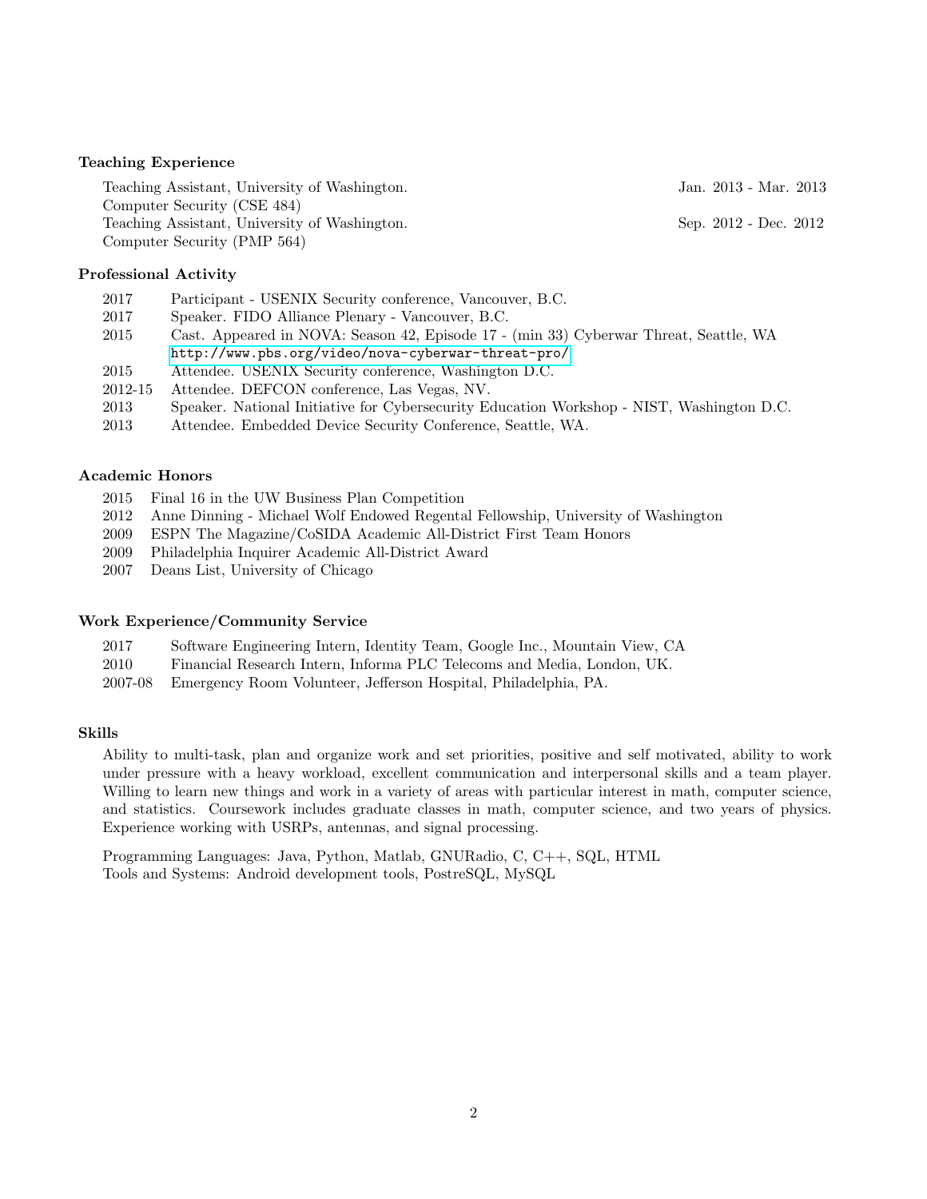### Teaching Experience

Teaching Assistant, University of Washington. Jan. 2013 - Mar. 2013
Computer Security (CSE 484)

Teaching Assistant, University of Washington. Sep. 2012 - Dec. 2012
Computer Security (PMP 564)

### Professional Activity

| | |
|---|---|
| 2017 | Participant - USENIX Security conference, Vancouver, B.C. |
| 2017 | Speaker. FIDO Alliance Plenary - Vancouver, B.C. |
| 2015 | Cast. Appeared in NOVA: Season 42, Episode 17 - (min 33) Cyberwar Threat, Seattle, WA http://www.pbs.org/video/nova-cyberwar-threat-pro/ |
| 2015 | Attendee. USENIX Security conference, Washington D.C. |
| 2012-15 | Attendee. DEFCON conference, Las Vegas, NV. |
| 2013 | Speaker. National Initiative for Cybersecurity Education Workshop - NIST, Washington D.C. |
| 2013 | Attendee. Embedded Device Security Conference, Seattle, WA. |

### Academic Honors

| | |
|---|---|
| 2015 | Final 16 in the UW Business Plan Competition |
| 2012 | Anne Dinning - Michael Wolf Endowed Regental Fellowship, University of Washington |
| 2009 | ESPN The Magazine/CoSIDA Academic All-District First Team Honors |
| 2009 | Philadelphia Inquirer Academic All-District Award |
| 2007 | Deans List, University of Chicago |

### Work Experience/Community Service

| | |
|---|---|
| 2017 | Software Engineering Intern, Identity Team, Google Inc., Mountain View, CA |
| 2010 | Financial Research Intern, Informa PLC Telecoms and Media, London, UK. |
| 2007-08 | Emergency Room Volunteer, Jefferson Hospital, Philadelphia, PA. |

### Skills

Ability to multi-task, plan and organize work and set priorities, positive and self motivated, ability to work under pressure with a heavy workload, excellent communication and interpersonal skills and a team player. Willing to learn new things and work in a variety of areas with particular interest in math, computer science, and statistics. Coursework includes graduate classes in math, computer science, and two years of physics. Experience working with USRPs, antennas, and signal processing.

Programming Languages: Java, Python, Matlab, GNURadio, C, C++, SQL, HTML
Tools and Systems: Android development tools, PostreSQL, MySQL